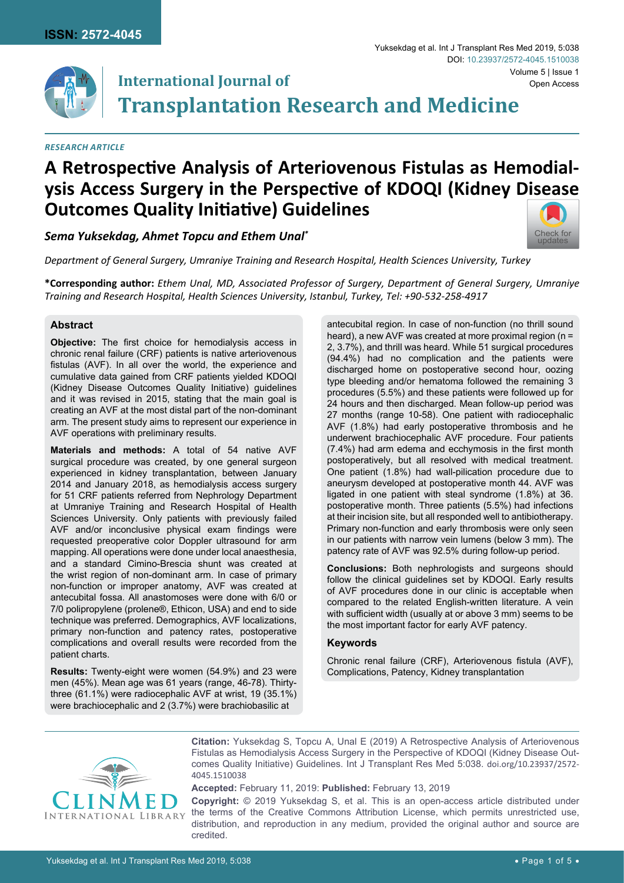ISSN: 2572-4045

Yuksekdag et al. Int J Transplant Res Med 2019, 5:038

DOI: 10.23937/2572-4045.1510038

Volume 5 | Issue 1

Open Access

# International Journal of Transplantation Research and Medicine

*RESEARCH ARTICLE*

# A Retrospective Analysis of Arteriovenous Fistulas as Hemodialysis Access Surgery in the Perspective of KDOQI (Kidney Disease Outcomes Quality Initiative) Guidelines

***Sema Yuksekdag, Ahmet Topcu and Ethem Unal****

*Department of General Surgery, Umraniye Training and Research Hospital, Health Sciences University, Turkey*

**\*Corresponding author:** *Ethem Unal, MD, Associated Professor of Surgery, Department of General Surgery, Umraniye Training and Research Hospital, Health Sciences University, Istanbul, Turkey, Tel: +90-532-258-4917*

## Abstract

**Objective:** The first choice for hemodialysis access in chronic renal failure (CRF) patients is native arteriovenous fistulas (AVF). In all over the world, the experience and cumulative data gained from CRF patients yielded KDOQI (Kidney Disease Outcomes Quality Initiative) guidelines and it was revised in 2015, stating that the main goal is creating an AVF at the most distal part of the non-dominant arm. The present study aims to represent our experience in AVF operations with preliminary results.

**Materials and methods:** A total of 54 native AVF surgical procedure was created, by one general surgeon experienced in kidney transplantation, between January 2014 and January 2018, as hemodialysis access surgery for 51 CRF patients referred from Nephrology Department at Umraniye Training and Research Hospital of Health Sciences University. Only patients with previously failed AVF and/or inconclusive physical exam findings were requested preoperative color Doppler ultrasound for arm mapping. All operations were done under local anaesthesia, and a standard Cimino-Brescia shunt was created at the wrist region of non-dominant arm. In case of primary non-function or improper anatomy, AVF was created at antecubital fossa. All anastomoses were done with 6/0 or 7/0 polipropylene (prolene®, Ethicon, USA) and end to side technique was preferred. Demographics, AVF localizations, primary non-function and patency rates, postoperative complications and overall results were recorded from the patient charts.

**Results:** Twenty-eight were women (54.9%) and 23 were men (45%). Mean age was 61 years (range, 46-78). Thirty-three (61.1%) were radiocephalic AVF at wrist, 19 (35.1%) were brachiocephalic and 2 (3.7%) were brachiobasilic at antecubital region. In case of non-function (no thrill sound heard), a new AVF was created at more proximal region (n = 2, 3.7%), and thrill was heard. While 51 surgical procedures (94.4%) had no complication and the patients were discharged home on postoperative second hour, oozing type bleeding and/or hematoma followed the remaining 3 procedures (5.5%) and these patients were followed up for 24 hours and then discharged. Mean follow-up period was 27 months (range 10-58). One patient with radiocephalic AVF (1.8%) had early postoperative thrombosis and he underwent brachiocephalic AVF procedure. Four patients (7.4%) had arm edema and ecchymosis in the first month postoperatively, but all resolved with medical treatment. One patient (1.8%) had wall-pilication procedure due to aneurysm developed at postoperative month 44. AVF was ligated in one patient with steal syndrome (1.8%) at 36. postoperative month. Three patients (5.5%) had infections at their incision site, but all responded well to antibiotherapy. Primary non-function and early thrombosis were only seen in our patients with narrow vein lumens (below 3 mm). The patency rate of AVF was 92.5% during follow-up period.

**Conclusions:** Both nephrologists and surgeons should follow the clinical guidelines set by KDOQI. Early results of AVF procedures done in our clinic is acceptable when compared to the related English-written literature. A vein with sufficient width (usually at or above 3 mm) seems to be the most important factor for early AVF patency.

## Keywords

Chronic renal failure (CRF), Arteriovenous fistula (AVF), Complications, Patency, Kidney transplantation

**Citation:** Yuksekdag S, Topcu A, Unal E (2019) A Retrospective Analysis of Arteriovenous Fistulas as Hemodialysis Access Surgery in the Perspective of KDOQI (Kidney Disease Outcomes Quality Initiative) Guidelines. Int J Transplant Res Med 5:038. doi.org/10.23937/2572-4045.1510038

**Accepted:** February 11, 2019: **Published:** February 13, 2019

**Copyright:** © 2019 Yuksekdag S, et al. This is an open-access article distributed under the terms of the Creative Commons Attribution License, which permits unrestricted use, distribution, and reproduction in any medium, provided the original author and source are credited.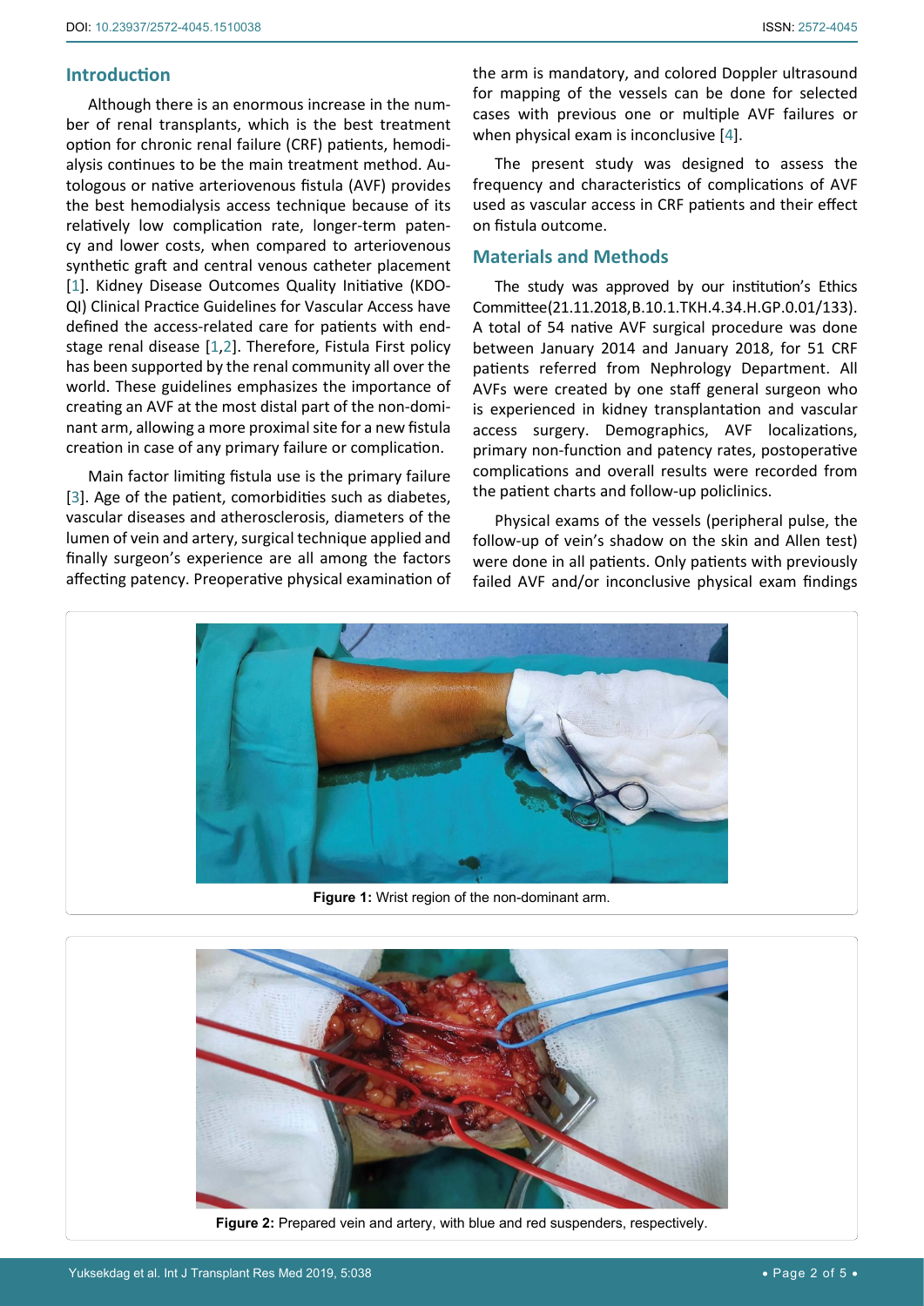## Introduction

Although there is an enormous increase in the number of renal transplants, which is the best treatment option for chronic renal failure (CRF) patients, hemodialysis continues to be the main treatment method. Autologous or native arteriovenous fistula (AVF) provides the best hemodialysis access technique because of its relatively low complication rate, longer-term patency and lower costs, when compared to arteriovenous synthetic graft and central venous catheter placement [1]. Kidney Disease Outcomes Quality Initiative (KDOQI) Clinical Practice Guidelines for Vascular Access have defined the access-related care for patients with end-stage renal disease [1,2]. Therefore, Fistula First policy has been supported by the renal community all over the world. These guidelines emphasizes the importance of creating an AVF at the most distal part of the non-dominant arm, allowing a more proximal site for a new fistula creation in case of any primary failure or complication.

Main factor limiting fistula use is the primary failure [3]. Age of the patient, comorbidities such as diabetes, vascular diseases and atherosclerosis, diameters of the lumen of vein and artery, surgical technique applied and finally surgeon's experience are all among the factors affecting patency. Preoperative physical examination of the arm is mandatory, and colored Doppler ultrasound for mapping of the vessels can be done for selected cases with previous one or multiple AVF failures or when physical exam is inconclusive [4].

The present study was designed to assess the frequency and characteristics of complications of AVF used as vascular access in CRF patients and their effect on fistula outcome.

## Materials and Methods

The study was approved by our institution's Ethics Committee(21.11.2018,B.10.1.TKH.4.34.H.GP.0.01/133). A total of 54 native AVF surgical procedure was done between January 2014 and January 2018, for 51 CRF patients referred from Nephrology Department. All AVFs were created by one staff general surgeon who is experienced in kidney transplantation and vascular access surgery. Demographics, AVF localizations, primary non-function and patency rates, postoperative complications and overall results were recorded from the patient charts and follow-up policlinics.

Physical exams of the vessels (peripheral pulse, the follow-up of vein's shadow on the skin and Allen test) were done in all patients. Only patients with previously failed AVF and/or inconclusive physical exam findings

**Figure 1:** Wrist region of the non-dominant arm.

**Figure 2:** Prepared vein and artery, with blue and red suspenders, respectively.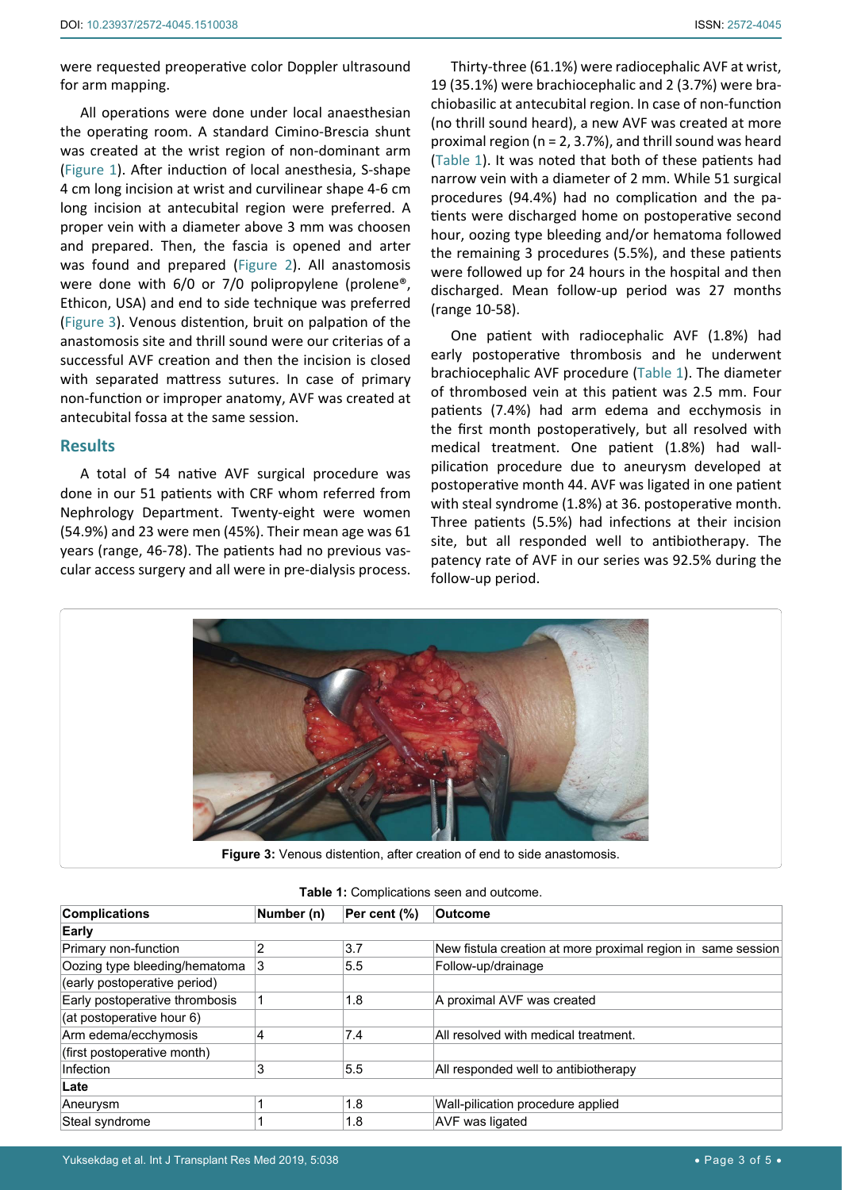were requested preoperative color Doppler ultrasound for arm mapping.

All operations were done under local anaesthesian the operating room. A standard Cimino-Brescia shunt was created at the wrist region of non-dominant arm (Figure 1). After induction of local anesthesia, S-shape 4 cm long incision at wrist and curvilinear shape 4-6 cm long incision at antecubital region were preferred. A proper vein with a diameter above 3 mm was choosen and prepared. Then, the fascia is opened and arter was found and prepared (Figure 2). All anastomosis were done with 6/0 or 7/0 polipropylene (prolene®, Ethicon, USA) and end to side technique was preferred (Figure 3). Venous distention, bruit on palpation of the anastomosis site and thrill sound were our criterias of a successful AVF creation and then the incision is closed with separated mattress sutures. In case of primary non-function or improper anatomy, AVF was created at antecubital fossa at the same session.

## Results

A total of 54 native AVF surgical procedure was done in our 51 patients with CRF whom referred from Nephrology Department. Twenty-eight were women (54.9%) and 23 were men (45%). Their mean age was 61 years (range, 46-78). The patients had no previous vascular access surgery and all were in pre-dialysis process.

Thirty-three (61.1%) were radiocephalic AVF at wrist, 19 (35.1%) were brachiocephalic and 2 (3.7%) were brachiobasilic at antecubital region. In case of non-function (no thrill sound heard), a new AVF was created at more proximal region (n = 2, 3.7%), and thrill sound was heard (Table 1). It was noted that both of these patients had narrow vein with a diameter of 2 mm. While 51 surgical procedures (94.4%) had no complication and the patients were discharged home on postoperative second hour, oozing type bleeding and/or hematoma followed the remaining 3 procedures (5.5%), and these patients were followed up for 24 hours in the hospital and then discharged. Mean follow-up period was 27 months (range 10-58).

One patient with radiocephalic AVF (1.8%) had early postoperative thrombosis and he underwent brachiocephalic AVF procedure (Table 1). The diameter of thrombosed vein at this patient was 2.5 mm. Four patients (7.4%) had arm edema and ecchymosis in the first month postoperatively, but all resolved with medical treatment. One patient (1.8%) had wall-pilication procedure due to aneurysm developed at postoperative month 44. AVF was ligated in one patient with steal syndrome (1.8%) at 36. postoperative month. Three patients (5.5%) had infections at their incision site, but all responded well to antibiotherapy. The patency rate of AVF in our series was 92.5% during the follow-up period.

**Figure 3:** Venous distention, after creation of end to side anastomosis.

**Table 1:** Complications seen and outcome.

| Complications | Number (n) | Per cent (%) | Outcome |
|---|---|---|---|
| **Early** | | | |
| Primary non-function | 2 | 3.7 | New fistula creation at more proximal region in same session |
| Oozing type bleeding/hematoma (early postoperative period) | 3 | 5.5 | Follow-up/drainage |
| Early postoperative thrombosis (at postoperative hour 6) | 1 | 1.8 | A proximal AVF was created |
| Arm edema/ecchymosis (first postoperative month) | 4 | 7.4 | All resolved with medical treatment. |
| Infection | 3 | 5.5 | All responded well to antibiotherapy |
| **Late** | | | |
| Aneurysm | 1 | 1.8 | Wall-pilication procedure applied |
| Steal syndrome | 1 | 1.8 | AVF was ligated |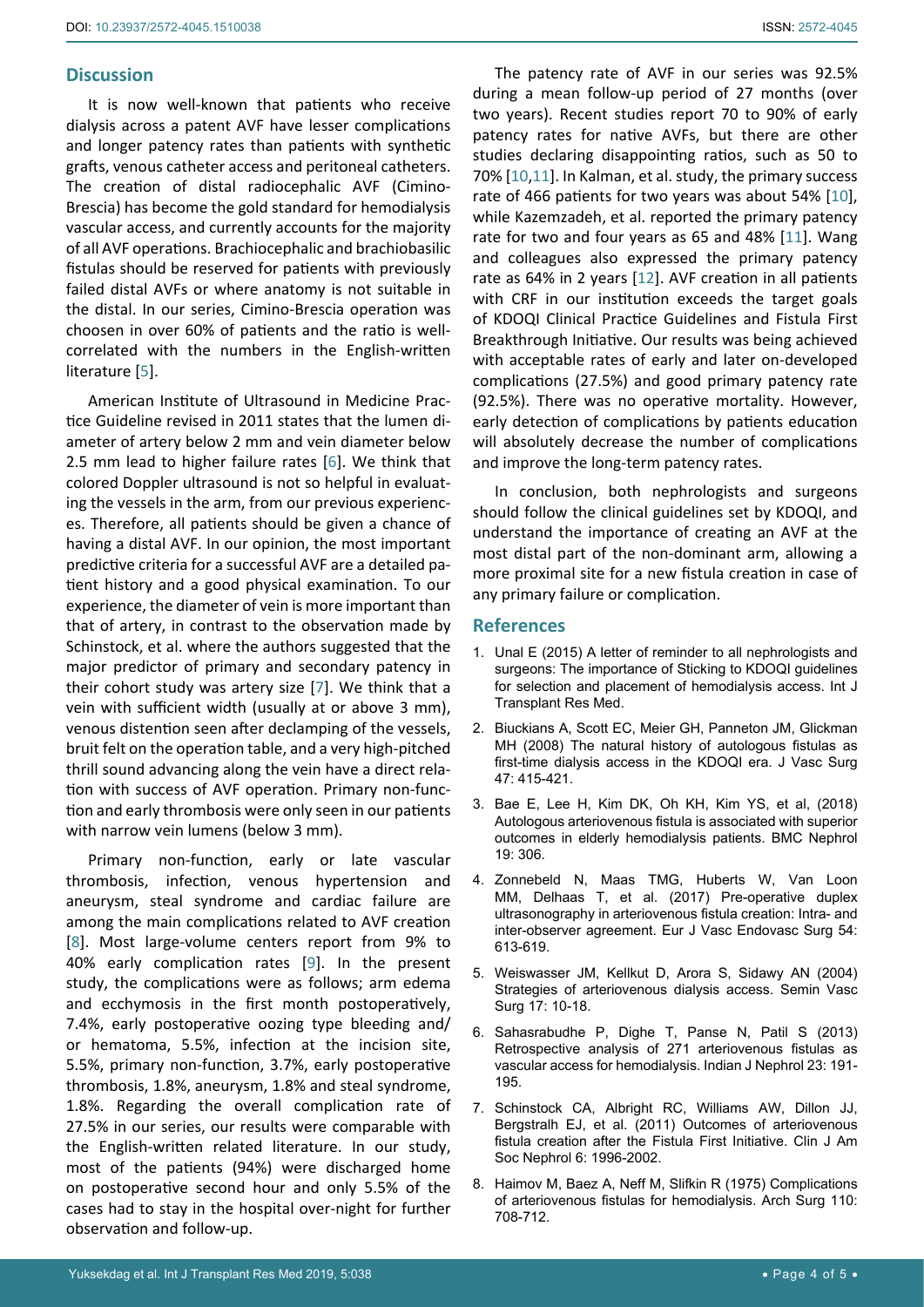## Discussion

It is now well-known that patients who receive dialysis across a patent AVF have lesser complications and longer patency rates than patients with synthetic grafts, venous catheter access and peritoneal catheters. The creation of distal radiocephalic AVF (Cimino-Brescia) has become the gold standard for hemodialysis vascular access, and currently accounts for the majority of all AVF operations. Brachiocephalic and brachiobasilic fistulas should be reserved for patients with previously failed distal AVFs or where anatomy is not suitable in the distal. In our series, Cimino-Brescia operation was choosen in over 60% of patients and the ratio is well-correlated with the numbers in the English-written literature [5].

American Institute of Ultrasound in Medicine Practice Guideline revised in 2011 states that the lumen diameter of artery below 2 mm and vein diameter below 2.5 mm lead to higher failure rates [6]. We think that colored Doppler ultrasound is not so helpful in evaluating the vessels in the arm, from our previous experiences. Therefore, all patients should be given a chance of having a distal AVF. In our opinion, the most important predictive criteria for a successful AVF are a detailed patient history and a good physical examination. To our experience, the diameter of vein is more important than that of artery, in contrast to the observation made by Schinstock, et al. where the authors suggested that the major predictor of primary and secondary patency in their cohort study was artery size [7]. We think that a vein with sufficient width (usually at or above 3 mm), venous distention seen after declamping of the vessels, bruit felt on the operation table, and a very high-pitched thrill sound advancing along the vein have a direct relation with success of AVF operation. Primary non-function and early thrombosis were only seen in our patients with narrow vein lumens (below 3 mm).

Primary non-function, early or late vascular thrombosis, infection, venous hypertension and aneurysm, steal syndrome and cardiac failure are among the main complications related to AVF creation [8]. Most large-volume centers report from 9% to 40% early complication rates [9]. In the present study, the complications were as follows; arm edema and ecchymosis in the first month postoperatively, 7.4%, early postoperative oozing type bleeding and/or hematoma, 5.5%, infection at the incision site, 5.5%, primary non-function, 3.7%, early postoperative thrombosis, 1.8%, aneurysm, 1.8% and steal syndrome, 1.8%. Regarding the overall complication rate of 27.5% in our series, our results were comparable with the English-written related literature. In our study, most of the patients (94%) were discharged home on postoperative second hour and only 5.5% of the cases had to stay in the hospital over-night for further observation and follow-up.

The patency rate of AVF in our series was 92.5% during a mean follow-up period of 27 months (over two years). Recent studies report 70 to 90% of early patency rates for native AVFs, but there are other studies declaring disappointing ratios, such as 50 to 70% [10,11]. In Kalman, et al. study, the primary success rate of 466 patients for two years was about 54% [10], while Kazemzadeh, et al. reported the primary patency rate for two and four years as 65 and 48% [11]. Wang and colleagues also expressed the primary patency rate as 64% in 2 years [12]. AVF creation in all patients with CRF in our institution exceeds the target goals of KDOQI Clinical Practice Guidelines and Fistula First Breakthrough Initiative. Our results was being achieved with acceptable rates of early and later on-developed complications (27.5%) and good primary patency rate (92.5%). There was no operative mortality. However, early detection of complications by patients education will absolutely decrease the number of complications and improve the long-term patency rates.

In conclusion, both nephrologists and surgeons should follow the clinical guidelines set by KDOQI, and understand the importance of creating an AVF at the most distal part of the non-dominant arm, allowing a more proximal site for a new fistula creation in case of any primary failure or complication.

## References

1. Unal E (2015) A letter of reminder to all nephrologists and surgeons: The importance of Sticking to KDOQI guidelines for selection and placement of hemodialysis access. Int J Transplant Res Med.
2. Biuckians A, Scott EC, Meier GH, Panneton JM, Glickman MH (2008) The natural history of autologous fistulas as first-time dialysis access in the KDOQI era. J Vasc Surg 47: 415-421.
3. Bae E, Lee H, Kim DK, Oh KH, Kim YS, et al, (2018) Autologous arteriovenous fistula is associated with superior outcomes in elderly hemodialysis patients. BMC Nephrol 19: 306.
4. Zonnebeld N, Maas TMG, Huberts W, Van Loon MM, Delhaas T, et al. (2017) Pre-operative duplex ultrasonography in arteriovenous fistula creation: Intra- and inter-observer agreement. Eur J Vasc Endovasc Surg 54: 613-619.
5. Weiswasser JM, Kellkut D, Arora S, Sidawy AN (2004) Strategies of arteriovenous dialysis access. Semin Vasc Surg 17: 10-18.
6. Sahasrabudhe P, Dighe T, Panse N, Patil S (2013) Retrospective analysis of 271 arteriovenous fistulas as vascular access for hemodialysis. Indian J Nephrol 23: 191-195.
7. Schinstock CA, Albright RC, Williams AW, Dillon JJ, Bergstralh EJ, et al. (2011) Outcomes of arteriovenous fistula creation after the Fistula First Initiative. Clin J Am Soc Nephrol 6: 1996-2002.
8. Haimov M, Baez A, Neff M, Slifkin R (1975) Complications of arteriovenous fistulas for hemodialysis. Arch Surg 110: 708-712.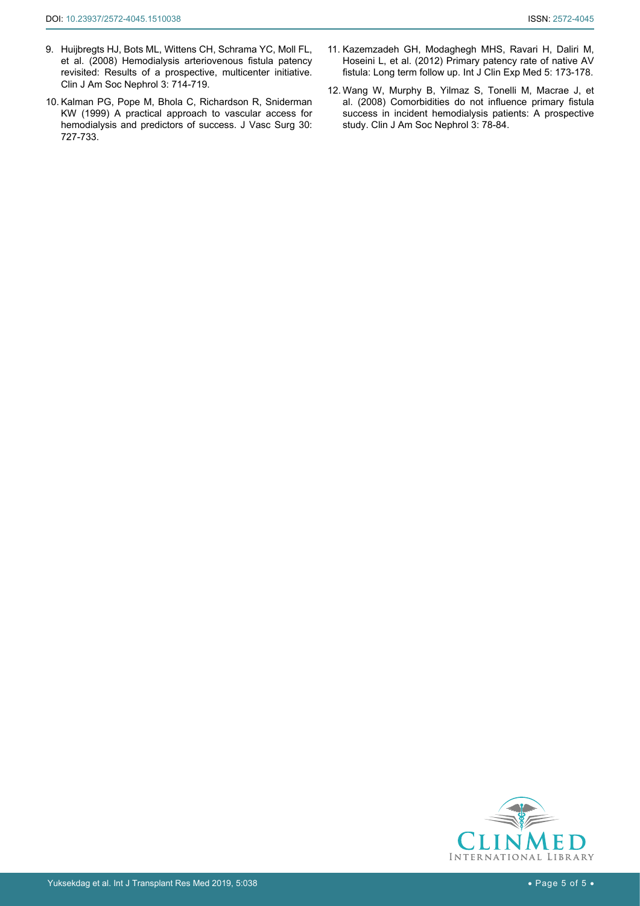9. Huijbregts HJ, Bots ML, Wittens CH, Schrama YC, Moll FL, et al. (2008) Hemodialysis arteriovenous fistula patency revisited: Results of a prospective, multicenter initiative. Clin J Am Soc Nephrol 3: 714-719.
10. Kalman PG, Pope M, Bhola C, Richardson R, Sniderman KW (1999) A practical approach to vascular access for hemodialysis and predictors of success. J Vasc Surg 30: 727-733.
11. Kazemzadeh GH, Modaghegh MHS, Ravari H, Daliri M, Hoseini L, et al. (2012) Primary patency rate of native AV fistula: Long term follow up. Int J Clin Exp Med 5: 173-178.
12. Wang W, Murphy B, Yilmaz S, Tonelli M, Macrae J, et al. (2008) Comorbidities do not influence primary fistula success in incident hemodialysis patients: A prospective study. Clin J Am Soc Nephrol 3: 78-84.